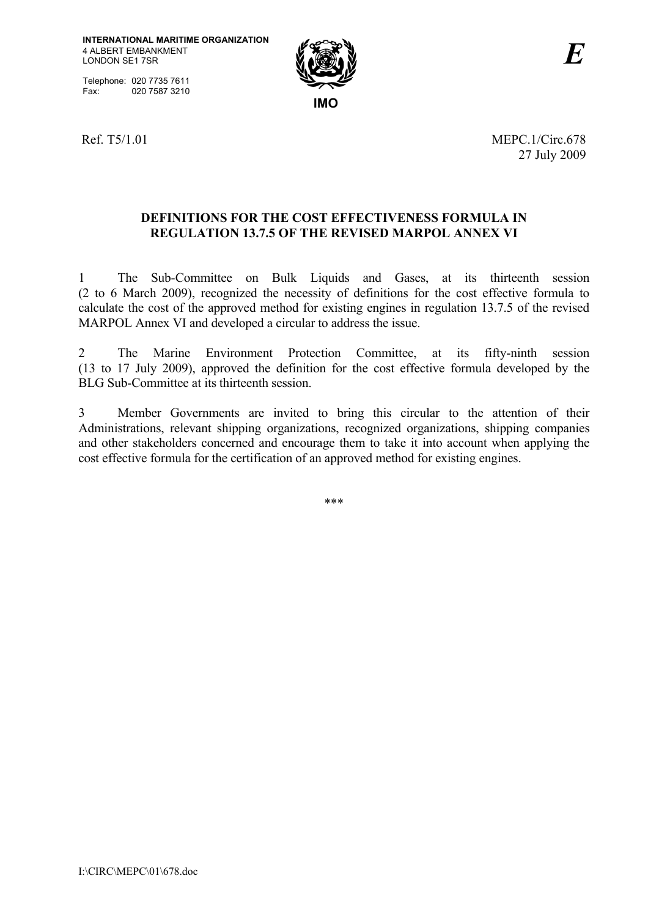INTERNATIONAL MARITIME ORGANIZATION
4 ALBERT EMBANKMENT
LONDON SE1 7SR

Telephone: 020 7735 7611
Fax: 020 7587 3210

IMO

*E*

Ref. T5/1.01

MEPC.1/Circ.678
27 July 2009

## DEFINITIONS FOR THE COST EFFECTIVENESS FORMULA IN REGULATION 13.7.5 OF THE REVISED MARPOL ANNEX VI

1 The Sub-Committee on Bulk Liquids and Gases, at its thirteenth session (2 to 6 March 2009), recognized the necessity of definitions for the cost effective formula to calculate the cost of the approved method for existing engines in regulation 13.7.5 of the revised MARPOL Annex VI and developed a circular to address the issue.

2 The Marine Environment Protection Committee, at its fifty-ninth session (13 to 17 July 2009), approved the definition for the cost effective formula developed by the BLG Sub-Committee at its thirteenth session.

3 Member Governments are invited to bring this circular to the attention of their Administrations, relevant shipping organizations, recognized organizations, shipping companies and other stakeholders concerned and encourage them to take it into account when applying the cost effective formula for the certification of an approved method for existing engines.

\*\*\*

I:\CIRC\MEPC\01\678.doc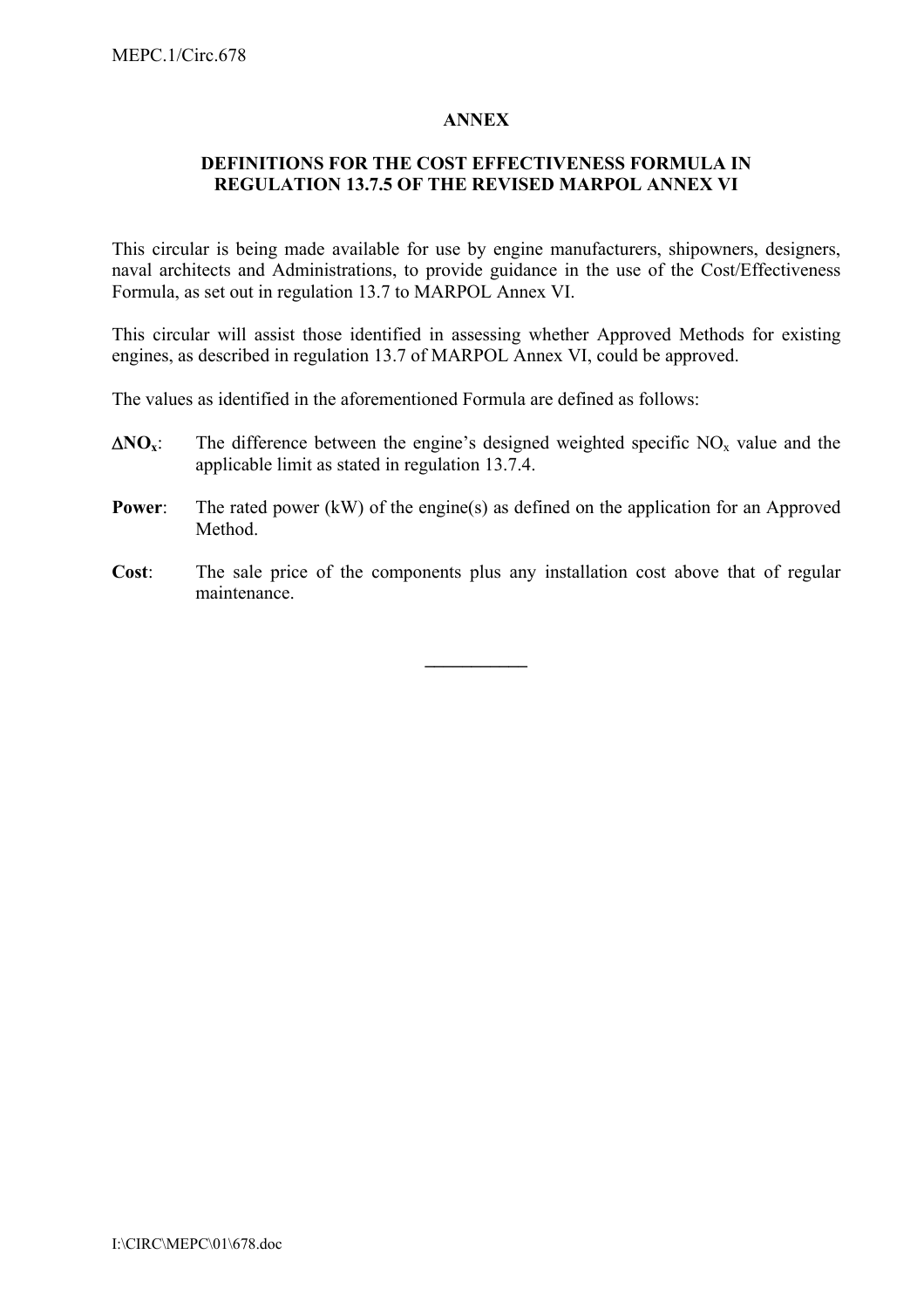**ANNEX**

**DEFINITIONS FOR THE COST EFFECTIVENESS FORMULA IN REGULATION 13.7.5 OF THE REVISED MARPOL ANNEX VI**

This circular is being made available for use by engine manufacturers, shipowners, designers, naval architects and Administrations, to provide guidance in the use of the Cost/Effectiveness Formula, as set out in regulation 13.7 to MARPOL Annex VI.

This circular will assist those identified in assessing whether Approved Methods for existing engines, as described in regulation 13.7 of MARPOL Annex VI, could be approved.

The values as identified in the aforementioned Formula are defined as follows:

**$\Delta NO_x$**: The difference between the engine's designed weighted specific $NO_x$ value and the applicable limit as stated in regulation 13.7.4.

**Power**: The rated power (kW) of the engine(s) as defined on the application for an Approved Method.

**Cost**: The sale price of the components plus any installation cost above that of regular maintenance.

___________